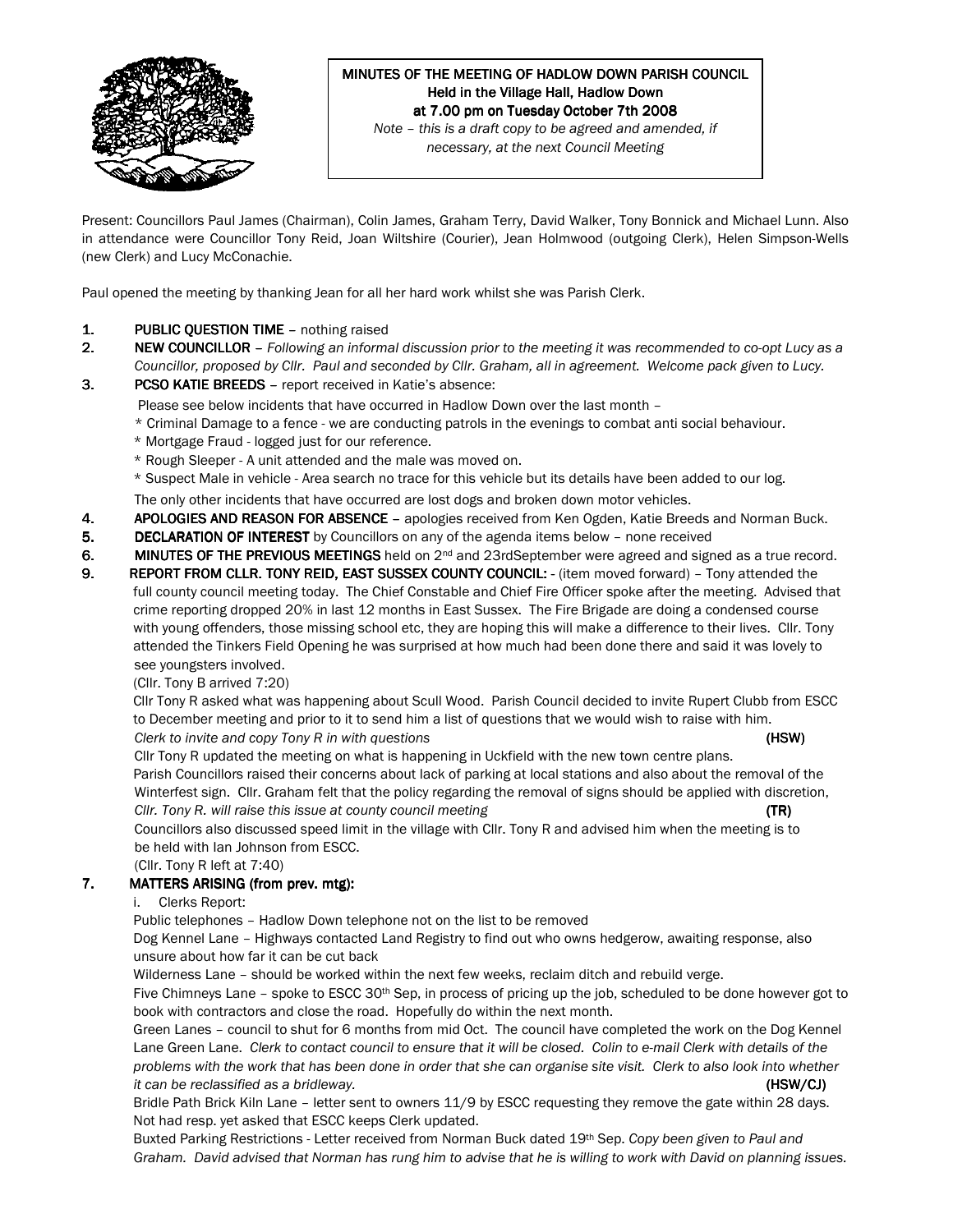**MINUTES OF THE MEETING OF HADLOW DOWN PARISH COUNCIL**
**Held in the Village Hall, Hadlow Down**
**at 7.00 pm on Tuesday October 7th 2008**

*Note – this is a draft copy to be agreed and amended, if necessary, at the next Council Meeting*

Present: Councillors Paul James (Chairman), Colin James, Graham Terry, David Walker, Tony Bonnick and Michael Lunn. Also in attendance were Councillor Tony Reid, Joan Wiltshire (Courier), Jean Holmwood (outgoing Clerk), Helen Simpson-Wells (new Clerk) and Lucy McConachie.

Paul opened the meeting by thanking Jean for all her hard work whilst she was Parish Clerk.

1. **PUBLIC QUESTION TIME** – nothing raised
2. **NEW COUNCILLOR** – *Following an informal discussion prior to the meeting it was recommended to co-opt Lucy as a Councillor, proposed by Cllr. Paul and seconded by Cllr. Graham, all in agreement. Welcome pack given to Lucy.*
3. **PCSO KATIE BREEDS** – report received in Katie's absence:
   Please see below incidents that have occurred in Hadlow Down over the last month –
   * Criminal Damage to a fence - we are conducting patrols in the evenings to combat anti social behaviour.
   * Mortgage Fraud - logged just for our reference.
   * Rough Sleeper - A unit attended and the male was moved on.
   * Suspect Male in vehicle - Area search no trace for this vehicle but its details have been added to our log.

   The only other incidents that have occurred are lost dogs and broken down motor vehicles.
4. **APOLOGIES AND REASON FOR ABSENCE** – apologies received from Ken Ogden, Katie Breeds and Norman Buck.
5. **DECLARATION OF INTEREST** by Councillors on any of the agenda items below – none received
6. **MINUTES OF THE PREVIOUS MEETINGS** held on 2nd and 23rdSeptember were agreed and signed as a true record.
9. **REPORT FROM CLLR. TONY REID, EAST SUSSEX COUNTY COUNCIL:** - (item moved forward) – Tony attended the full county council meeting today. The Chief Constable and Chief Fire Officer spoke after the meeting. Advised that crime reporting dropped 20% in last 12 months in East Sussex. The Fire Brigade are doing a condensed course with young offenders, those missing school etc, they are hoping this will make a difference to their lives. Cllr. Tony attended the Tinkers Field Opening he was surprised at how much had been done there and said it was lovely to see youngsters involved.

   (Cllr. Tony B arrived 7:20)

   Cllr Tony R asked what was happening about Scull Wood. Parish Council decided to invite Rupert Clubb from ESCC to December meeting and prior to it to send him a list of questions that we would wish to raise with him.
   *Clerk to invite and copy Tony R in with questions* **(HSW)**

   Cllr Tony R updated the meeting on what is happening in Uckfield with the new town centre plans.
   Parish Councillors raised their concerns about lack of parking at local stations and also about the removal of the Winterfest sign. Cllr. Graham felt that the policy regarding the removal of signs should be applied with discretion, *Cllr. Tony R. will raise this issue at county council meeting* **(TR)**
   Councillors also discussed speed limit in the village with Cllr. Tony R and advised him when the meeting is to be held with Ian Johnson from ESCC.

   (Cllr. Tony R left at 7:40)

7. **MATTERS ARISING (from prev. mtg):**
   i. Clerks Report:

   Public telephones – Hadlow Down telephone not on the list to be removed

   Dog Kennel Lane – Highways contacted Land Registry to find out who owns hedgerow, awaiting response, also unsure about how far it can be cut back

   Wilderness Lane – should be worked within the next few weeks, reclaim ditch and rebuild verge.

   Five Chimneys Lane – spoke to ESCC 30th Sep, in process of pricing up the job, scheduled to be done however got to book with contractors and close the road. Hopefully do within the next month.

   Green Lanes – council to shut for 6 months from mid Oct. The council have completed the work on the Dog Kennel Lane Green Lane. *Clerk to contact council to ensure that it will be closed. Colin to e-mail Clerk with details of the problems with the work that has been done in order that she can organise site visit. Clerk to also look into whether it can be reclassified as a bridleway.* **(HSW/CJ)**

   Bridle Path Brick Kiln Lane – letter sent to owners 11/9 by ESCC requesting they remove the gate within 28 days. Not had resp. yet asked that ESCC keeps Clerk updated.

   Buxted Parking Restrictions - Letter received from Norman Buck dated 19th Sep. *Copy been given to Paul and Graham. David advised that Norman has rung him to advise that he is willing to work with David on planning issues.*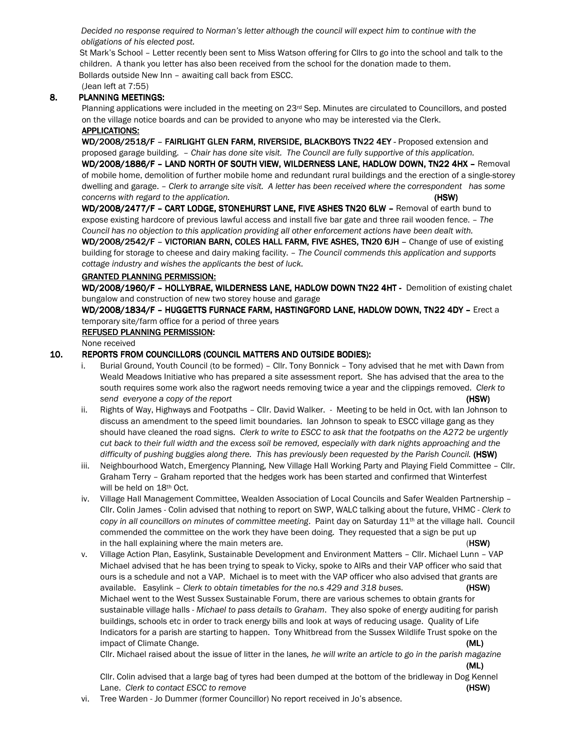*Decided no response required to Norman's letter although the council will expect him to continue with the obligations of his elected post.*

St Mark's School – Letter recently been sent to Miss Watson offering for Cllrs to go into the school and talk to the children. A thank you letter has also been received from the school for the donation made to them.

Bollards outside New Inn – awaiting call back from ESCC.

(Jean left at 7:55)

## 8. PLANNING MEETINGS:

Planning applications were included in the meeting on 23rd Sep. Minutes are circulated to Councillors, and posted on the village notice boards and can be provided to anyone who may be interested via the Clerk.

**APPLICATIONS:**

**WD/2008/2518/F – FAIRLIGHT GLEN FARM, RIVERSIDE, BLACKBOYS TN22 4EY** - Proposed extension and proposed garage building. – *Chair has done site visit. The Council are fully supportive of this application.*

**WD/2008/1886/F – LAND NORTH OF SOUTH VIEW, WILDERNESS LANE, HADLOW DOWN, TN22 4HX –** Removal of mobile home, demolition of further mobile home and redundant rural buildings and the erection of a single-storey dwelling and garage. – *Clerk to arrange site visit. A letter has been received where the correspondent has some concerns with regard to the application.* **(HSW)**

**WD/2008/2477/F – CART LODGE, STONEHURST LANE, FIVE ASHES TN20 6LW –** Removal of earth bund to expose existing hardcore of previous lawful access and install five bar gate and three rail wooden fence. – *The Council has no objection to this application providing all other enforcement actions have been dealt with.*

**WD/2008/2542/F – VICTORIAN BARN, COLES HALL FARM, FIVE ASHES, TN20 6JH –** Change of use of existing building for storage to cheese and dairy making facility. – *The Council commends this application and supports cottage industry and wishes the applicants the best of luck.*

**GRANTED PLANNING PERMISSION:**

**WD/2008/1960/F – HOLLYBRAE, WILDERNESS LANE, HADLOW DOWN TN22 4HT -** Demolition of existing chalet bungalow and construction of new two storey house and garage

**WD/2008/1834/F – HUGGETTS FURNACE FARM, HASTINGFORD LANE, HADLOW DOWN, TN22 4DY –** Erect a temporary site/farm office for a period of three years

**REFUSED PLANNING PERMISSION:**

None received

## 10. REPORTS FROM COUNCILLORS (COUNCIL MATTERS AND OUTSIDE BODIES):

i. Burial Ground, Youth Council (to be formed) – Cllr. Tony Bonnick – Tony advised that he met with Dawn from Weald Meadows Initiative who has prepared a site assessment report. She has advised that the area to the south requires some work also the ragwort needs removing twice a year and the clippings removed. *Clerk to send everyone a copy of the report* **(HSW)**

ii. Rights of Way, Highways and Footpaths – Cllr. David Walker. - Meeting to be held in Oct. with Ian Johnson to discuss an amendment to the speed limit boundaries. Ian Johnson to speak to ESCC village gang as they should have cleaned the road signs. *Clerk to write to ESCC to ask that the footpaths on the A272 be urgently cut back to their full width and the excess soil be removed, especially with dark nights approaching and the difficulty of pushing buggies along there. This has previously been requested by the Parish Council.* **(HSW)**

iii. Neighbourhood Watch, Emergency Planning, New Village Hall Working Party and Playing Field Committee – Cllr. Graham Terry – Graham reported that the hedges work has been started and confirmed that Winterfest will be held on 18th Oct.

iv. Village Hall Management Committee, Wealden Association of Local Councils and Safer Wealden Partnership – Cllr. Colin James - Colin advised that nothing to report on SWP, WALC talking about the future, VHMC - *Clerk to copy in all councillors on minutes of committee meeting*. Paint day on Saturday 11th at the village hall. Council commended the committee on the work they have been doing. They requested that a sign be put up in the hall explaining where the main meters are. (**HSW)**

v. Village Action Plan, Easylink, Sustainable Development and Environment Matters – Cllr. Michael Lunn – VAP Michael advised that he has been trying to speak to Vicky, spoke to AIRs and their VAP officer who said that ours is a schedule and not a VAP. Michael is to meet with the VAP officer who also advised that grants are available. Easylink – *Clerk to obtain timetables for the no.s 429 and 318 buses.* **(HSW)**
Michael went to the West Sussex Sustainable Forum, there are various schemes to obtain grants for sustainable village halls - *Michael to pass details to Graham*. They also spoke of energy auditing for parish buildings, schools etc in order to track energy bills and look at ways of reducing usage. Quality of Life Indicators for a parish are starting to happen. Tony Whitbread from the Sussex Wildlife Trust spoke on the impact of Climate Change. **(ML)**
Cllr. Michael raised about the issue of litter in the lanes*, he will write an article to go in the parish magazine* **(ML)**
Cllr. Colin advised that a large bag of tyres had been dumped at the bottom of the bridleway in Dog Kennel Lane. *Clerk to contact ESCC to remove* **(HSW)**

vi. Tree Warden - Jo Dummer (former Councillor) No report received in Jo's absence.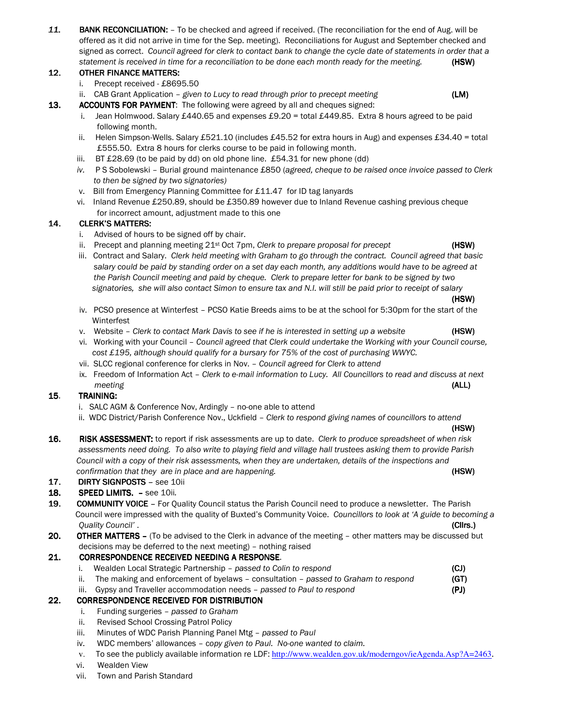*11.* **BANK RECONCILIATION:** – To be checked and agreed if received. (The reconciliation for the end of Aug. will be offered as it did not arrive in time for the Sep. meeting). Reconciliations for August and September checked and signed as correct. *Council agreed for clerk to contact bank to change the cycle date of statements in order that a statement is received in time for a reconciliation to be done each month ready for the meeting.* **(HSW)**

**12. OTHER FINANCE MATTERS:**

i. Precept received - £8695.50
ii. CAB Grant Application – *given to Lucy to read through prior to precept meeting* **(LM)**

**13. ACCOUNTS FOR PAYMENT**: The following were agreed by all and cheques signed:

i. Jean Holmwood. Salary £440.65 and expenses £9.20 = total £449.85. Extra 8 hours agreed to be paid following month.
ii. Helen Simpson-Wells. Salary £521.10 (includes £45.52 for extra hours in Aug) and expenses £34.40 = total £555.50. Extra 8 hours for clerks course to be paid in following month.
iii. BT £28.69 (to be paid by dd) on old phone line. £54.31 for new phone (dd)
*iv.* P S Sobolewski – Burial ground maintenance £850 (*agreed, cheque to be raised once invoice passed to Clerk to then be signed by two signatories)*
v. Bill from Emergency Planning Committee for £11.47 for ID tag lanyards
vi. Inland Revenue £250.89, should be £350.89 however due to Inland Revenue cashing previous cheque for incorrect amount, adjustment made to this one

**14. CLERK'S MATTERS:**

i. Advised of hours to be signed off by chair.
ii. Precept and planning meeting 21st Oct 7pm, *Clerk to prepare proposal for precept* **(HSW)**
iii. Contract and Salary. *Clerk held meeting with Graham to go through the contract. Council agreed that basic salary could be paid by standing order on a set day each month, any additions would have to be agreed at the Parish Council meeting and paid by cheque. Clerk to prepare letter for bank to be signed by two signatories, she will also contact Simon to ensure tax and N.I. will still be paid prior to receipt of salary* **(HSW)**
iv. PCSO presence at Winterfest – PCSO Katie Breeds aims to be at the school for 5:30pm for the start of the Winterfest
v. Website – *Clerk to contact Mark Davis to see if he is interested in setting up a website* **(HSW)**
vi. Working with your Council – *Council agreed that Clerk could undertake the Working with your Council course, cost £195, although should qualify for a bursary for 75% of the cost of purchasing WWYC.*
vii. SLCC regional conference for clerks in Nov. – *Council agreed for Clerk to attend*
ix. Freedom of Information Act – *Clerk to e-mail information to Lucy. All Councillors to read and discuss at next meeting* **(ALL)**

**15. TRAINING:**

i. SALC AGM & Conference Nov, Ardingly – no-one able to attend
ii. WDC District/Parish Conference Nov., Uckfield – *Clerk to respond giving names of councillors to attend* **(HSW)**

**16. RISK ASSESSMENT:** to report if risk assessments are up to date. *Clerk to produce spreadsheet of when risk assessments need doing. To also write to playing field and village hall trustees asking them to provide Parish Council with a copy of their risk assessments, when they are undertaken, details of the inspections and confirmation that they are in place and are happening.* **(HSW)**

**17. DIRTY SIGNPOSTS** – see 10ii

**18. SPEED LIMITS. –** see 10ii.

**19. COMMUNITY VOICE** – For Quality Council status the Parish Council need to produce a newsletter. The Parish Council were impressed with the quality of Buxted's Community Voice. *Councillors to look at 'A guide to becoming a Quality Council'* . **(Cllrs.)**

**20. OTHER MATTERS –** (To be advised to the Clerk in advance of the meeting – other matters may be discussed but decisions may be deferred to the next meeting) – nothing raised

**21. CORRESPONDENCE RECEIVED NEEDING A RESPONSE.**

i. Wealden Local Strategic Partnership – *passed to Colin to respond* **(CJ)**
ii. The making and enforcement of byelaws – consultation – *passed to Graham to respond* **(GT)**
iii. Gypsy and Traveller accommodation needs – *passed to Paul to respond* **(PJ)**

**22. CORRESPONDENCE RECEIVED FOR DISTRIBUTION**

i. Funding surgeries – *passed to Graham*
ii. Revised School Crossing Patrol Policy
iii. Minutes of WDC Parish Planning Panel Mtg – *passed to Paul*
iv. WDC members' allowances – *copy given to Paul. No-one wanted to claim.*
v. To see the publicly available information re LDF: http://www.wealden.gov.uk/moderngov/ieAgenda.Asp?A=2463.
vi. Wealden View
vii. Town and Parish Standard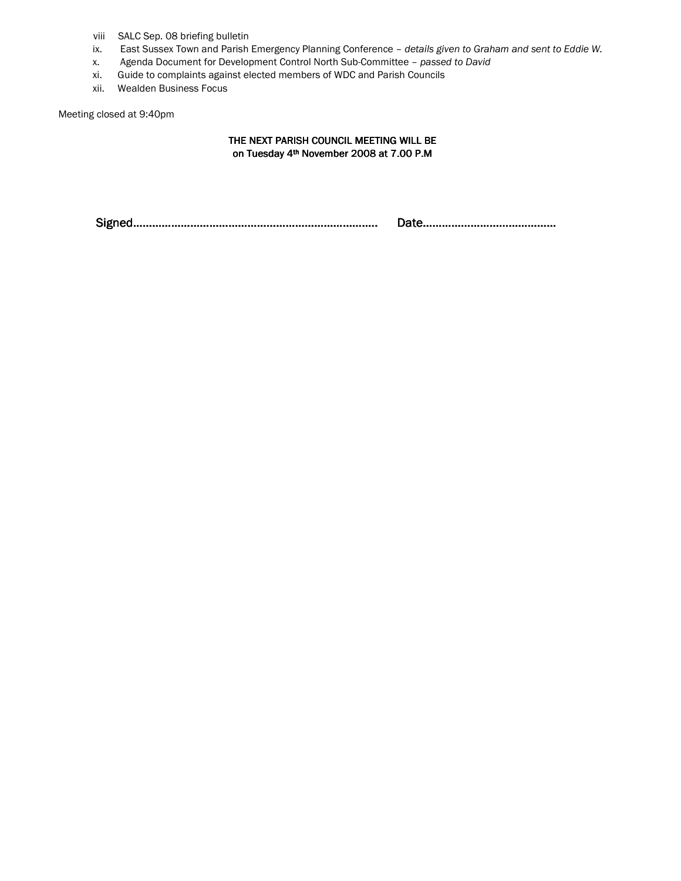viii SALC Sep. 08 briefing bulletin

ix. East Sussex Town and Parish Emergency Planning Conference – *details given to Graham and sent to Eddie W.*

x. Agenda Document for Development Control North Sub-Committee – *passed to David*

xi. Guide to complaints against elected members of WDC and Parish Councils

xii. Wealden Business Focus

Meeting closed at 9:40pm

**THE NEXT PARISH COUNCIL MEETING WILL BE**
**on Tuesday 4th November 2008 at 7.00 P.M**

Signed………………………………………………………………… Date……………………………………